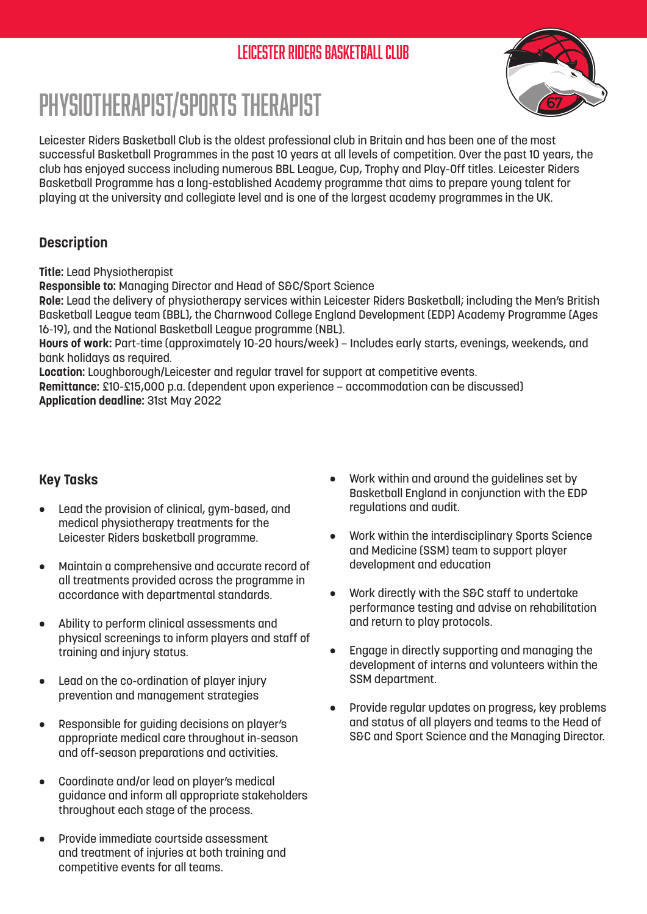LEICESTER RIDERS BASKETBALL CLUB

# PHYSIOTHERAPIST/SPORTS THERAPIST

Leicester Riders Basketball Club is the oldest professional club in Britain and has been one of the most successful Basketball Programmes in the past 10 years at all levels of competition. Over the past 10 years, the club has enjoyed success including numerous BBL League, Cup, Trophy and Play-Off titles. Leicester Riders Basketball Programme has a long-established Academy programme that aims to prepare young talent for playing at the university and collegiate level and is one of the largest academy programmes in the UK.

## Description

**Title:** Lead Physiotherapist
**Responsible to:** Managing Director and Head of S&C/Sport Science
**Role:** Lead the delivery of physiotherapy services within Leicester Riders Basketball; including the Men's British Basketball League team (BBL), the Charnwood College England Development (EDP) Academy Programme (Ages 16-19), and the National Basketball League programme (NBL).
**Hours of work:** Part-time (approximately 10-20 hours/week) – Includes early starts, evenings, weekends, and bank holidays as required.
**Location:** Loughborough/Leicester and regular travel for support at competitive events.
**Remittance:** £10-£15,000 p.a. (dependent upon experience – accommodation can be discussed)
**Application deadline:** 31st May 2022

## Key Tasks

- Lead the provision of clinical, gym-based, and medical physiotherapy treatments for the Leicester Riders basketball programme.
- Maintain a comprehensive and accurate record of all treatments provided across the programme in accordance with departmental standards.
- Ability to perform clinical assessments and physical screenings to inform players and staff of training and injury status.
- Lead on the co-ordination of player injury prevention and management strategies
- Responsible for guiding decisions on player's appropriate medical care throughout in-season and off-season preparations and activities.
- Coordinate and/or lead on player's medical guidance and inform all appropriate stakeholders throughout each stage of the process.
- Provide immediate courtside assessment and treatment of injuries at both training and competitive events for all teams.
- Work within and around the guidelines set by Basketball England in conjunction with the EDP regulations and audit.
- Work within the interdisciplinary Sports Science and Medicine (SSM) team to support player development and education
- Work directly with the S&C staff to undertake performance testing and advise on rehabilitation and return to play protocols.
- Engage in directly supporting and managing the development of interns and volunteers within the SSM department.
- Provide regular updates on progress, key problems and status of all players and teams to the Head of S&C and Sport Science and the Managing Director.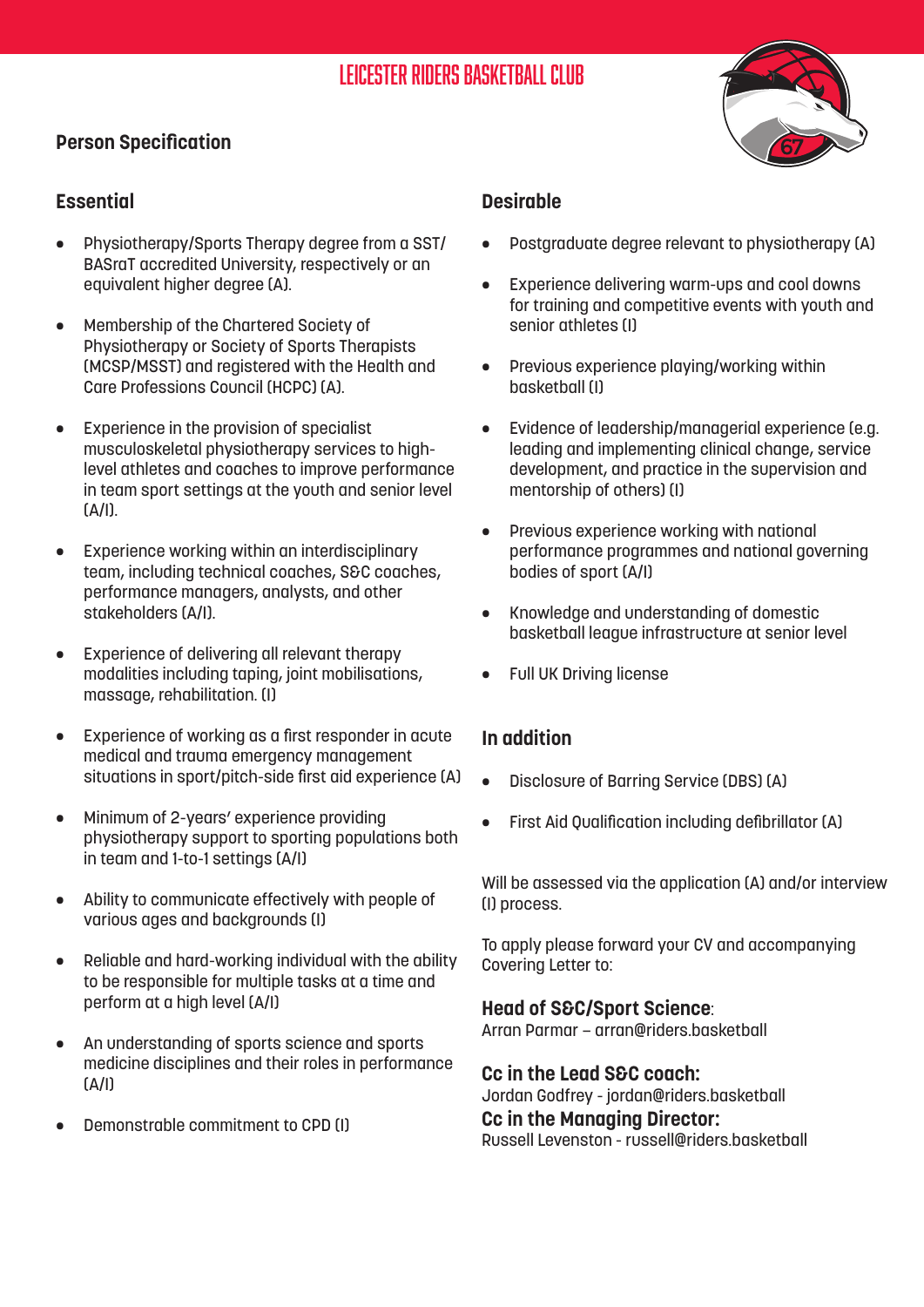# LEICESTER RIDERS BASKETBALL CLUB

## Person Specification

### Essential

- Physiotherapy/Sports Therapy degree from a SST/ BASraT accredited University, respectively or an equivalent higher degree (A).
- Membership of the Chartered Society of Physiotherapy or Society of Sports Therapists (MCSP/MSST) and registered with the Health and Care Professions Council (HCPC) (A).
- Experience in the provision of specialist musculoskeletal physiotherapy services to high-level athletes and coaches to improve performance in team sport settings at the youth and senior level (A/I).
- Experience working within an interdisciplinary team, including technical coaches, S&C coaches, performance managers, analysts, and other stakeholders (A/I).
- Experience of delivering all relevant therapy modalities including taping, joint mobilisations, massage, rehabilitation. (I)
- Experience of working as a first responder in acute medical and trauma emergency management situations in sport/pitch-side first aid experience (A)
- Minimum of 2-years' experience providing physiotherapy support to sporting populations both in team and 1-to-1 settings (A/I)
- Ability to communicate effectively with people of various ages and backgrounds (I)
- Reliable and hard-working individual with the ability to be responsible for multiple tasks at a time and perform at a high level (A/I)
- An understanding of sports science and sports medicine disciplines and their roles in performance (A/I)
- Demonstrable commitment to CPD (I)

### Desirable

- Postgraduate degree relevant to physiotherapy (A)
- Experience delivering warm-ups and cool downs for training and competitive events with youth and senior athletes (I)
- Previous experience playing/working within basketball (I)
- Evidence of leadership/managerial experience (e.g. leading and implementing clinical change, service development, and practice in the supervision and mentorship of others) (I)
- Previous experience working with national performance programmes and national governing bodies of sport (A/I)
- Knowledge and understanding of domestic basketball league infrastructure at senior level
- Full UK Driving license

### In addition

- Disclosure of Barring Service (DBS) (A)
- First Aid Qualification including defibrillator (A)

Will be assessed via the application (A) and/or interview (I) process.

To apply please forward your CV and accompanying Covering Letter to:

**Head of S&C/Sport Science**:
Arran Parmar – arran@riders.basketball

**Cc in the Lead S&C coach:**
Jordan Godfrey - jordan@riders.basketball

**Cc in the Managing Director:**
Russell Levenston - russell@riders.basketball